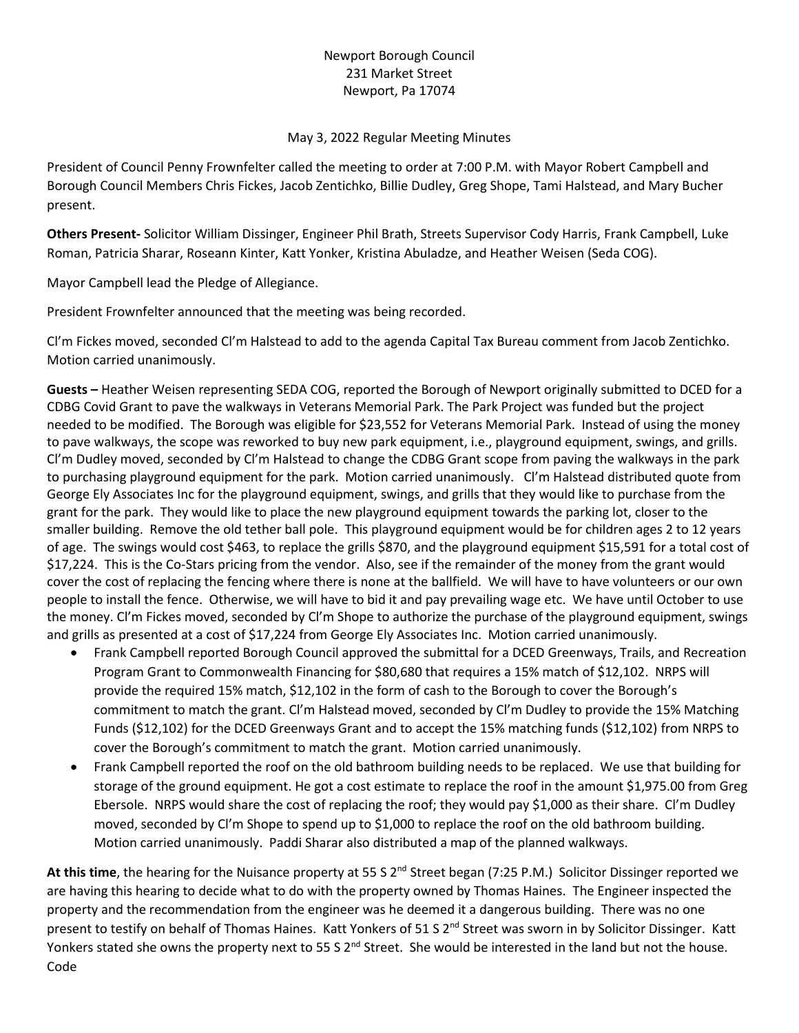Newport Borough Council
231 Market Street
Newport, Pa 17074

May 3, 2022 Regular Meeting Minutes

President of Council Penny Frownfelter called the meeting to order at 7:00 P.M. with Mayor Robert Campbell and Borough Council Members Chris Fickes, Jacob Zentichko, Billie Dudley, Greg Shope, Tami Halstead, and Mary Bucher present.

**Others Present-** Solicitor William Dissinger, Engineer Phil Brath, Streets Supervisor Cody Harris, Frank Campbell, Luke Roman, Patricia Sharar, Roseann Kinter, Katt Yonker, Kristina Abuladze, and Heather Weisen (Seda COG).

Mayor Campbell lead the Pledge of Allegiance.

President Frownfelter announced that the meeting was being recorded.

Cl'm Fickes moved, seconded Cl'm Halstead to add to the agenda Capital Tax Bureau comment from Jacob Zentichko. Motion carried unanimously.

**Guests –** Heather Weisen representing SEDA COG, reported the Borough of Newport originally submitted to DCED for a CDBG Covid Grant to pave the walkways in Veterans Memorial Park. The Park Project was funded but the project needed to be modified. The Borough was eligible for $23,552 for Veterans Memorial Park. Instead of using the money to pave walkways, the scope was reworked to buy new park equipment, i.e., playground equipment, swings, and grills. Cl'm Dudley moved, seconded by Cl'm Halstead to change the CDBG Grant scope from paving the walkways in the park to purchasing playground equipment for the park. Motion carried unanimously. Cl'm Halstead distributed quote from George Ely Associates Inc for the playground equipment, swings, and grills that they would like to purchase from the grant for the park. They would like to place the new playground equipment towards the parking lot, closer to the smaller building. Remove the old tether ball pole. This playground equipment would be for children ages 2 to 12 years of age. The swings would cost $463, to replace the grills $870, and the playground equipment $15,591 for a total cost of $17,224. This is the Co-Stars pricing from the vendor. Also, see if the remainder of the money from the grant would cover the cost of replacing the fencing where there is none at the ballfield. We will have to have volunteers or our own people to install the fence. Otherwise, we will have to bid it and pay prevailing wage etc. We have until October to use the money. Cl'm Fickes moved, seconded by Cl'm Shope to authorize the purchase of the playground equipment, swings and grills as presented at a cost of $17,224 from George Ely Associates Inc. Motion carried unanimously.

- Frank Campbell reported Borough Council approved the submittal for a DCED Greenways, Trails, and Recreation Program Grant to Commonwealth Financing for $80,680 that requires a 15% match of $12,102. NRPS will provide the required 15% match, $12,102 in the form of cash to the Borough to cover the Borough's commitment to match the grant. Cl'm Halstead moved, seconded by Cl'm Dudley to provide the 15% Matching Funds ($12,102) for the DCED Greenways Grant and to accept the 15% matching funds ($12,102) from NRPS to cover the Borough's commitment to match the grant. Motion carried unanimously.
- Frank Campbell reported the roof on the old bathroom building needs to be replaced. We use that building for storage of the ground equipment. He got a cost estimate to replace the roof in the amount $1,975.00 from Greg Ebersole. NRPS would share the cost of replacing the roof; they would pay $1,000 as their share. Cl'm Dudley moved, seconded by Cl'm Shope to spend up to $1,000 to replace the roof on the old bathroom building. Motion carried unanimously. Paddi Sharar also distributed a map of the planned walkways.

**At this time**, the hearing for the Nuisance property at 55 S 2nd Street began (7:25 P.M.) Solicitor Dissinger reported we are having this hearing to decide what to do with the property owned by Thomas Haines. The Engineer inspected the property and the recommendation from the engineer was he deemed it a dangerous building. There was no one present to testify on behalf of Thomas Haines. Katt Yonkers of 51 S 2nd Street was sworn in by Solicitor Dissinger. Katt Yonkers stated she owns the property next to 55 S 2nd Street. She would be interested in the land but not the house. Code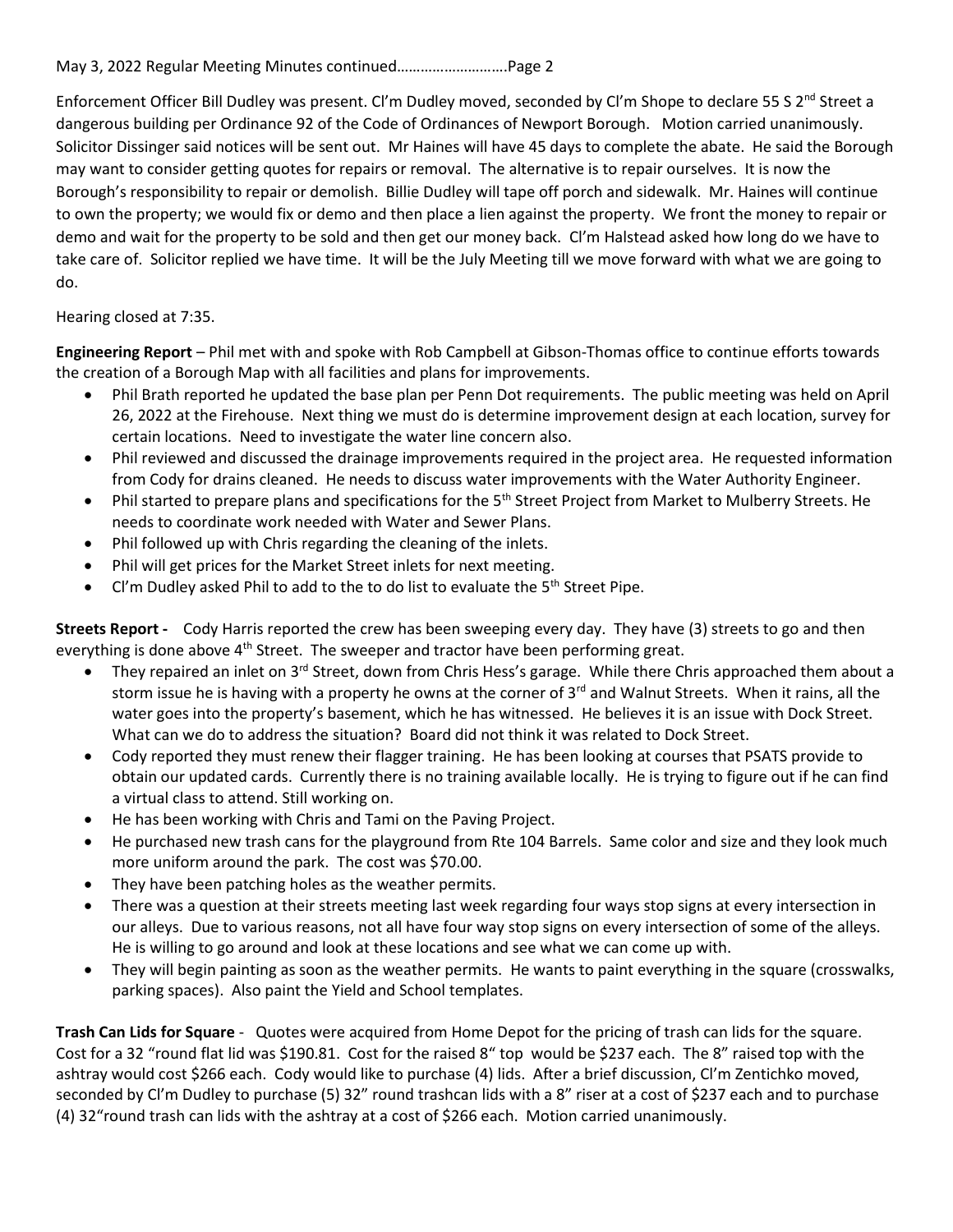Enforcement Officer Bill Dudley was present. Cl'm Dudley moved, seconded by Cl'm Shope to declare 55 S 2nd Street a dangerous building per Ordinance 92 of the Code of Ordinances of Newport Borough. Motion carried unanimously. Solicitor Dissinger said notices will be sent out. Mr Haines will have 45 days to complete the abate. He said the Borough may want to consider getting quotes for repairs or removal. The alternative is to repair ourselves. It is now the Borough's responsibility to repair or demolish. Billie Dudley will tape off porch and sidewalk. Mr. Haines will continue to own the property; we would fix or demo and then place a lien against the property. We front the money to repair or demo and wait for the property to be sold and then get our money back. Cl'm Halstead asked how long do we have to take care of. Solicitor replied we have time. It will be the July Meeting till we move forward with what we are going to do.

Hearing closed at 7:35.

**Engineering Report** – Phil met with and spoke with Rob Campbell at Gibson-Thomas office to continue efforts towards the creation of a Borough Map with all facilities and plans for improvements.

- Phil Brath reported he updated the base plan per Penn Dot requirements. The public meeting was held on April 26, 2022 at the Firehouse. Next thing we must do is determine improvement design at each location, survey for certain locations. Need to investigate the water line concern also.
- Phil reviewed and discussed the drainage improvements required in the project area. He requested information from Cody for drains cleaned. He needs to discuss water improvements with the Water Authority Engineer.
- Phil started to prepare plans and specifications for the 5th Street Project from Market to Mulberry Streets. He needs to coordinate work needed with Water and Sewer Plans.
- Phil followed up with Chris regarding the cleaning of the inlets.
- Phil will get prices for the Market Street inlets for next meeting.
- Cl'm Dudley asked Phil to add to the to do list to evaluate the 5th Street Pipe.

**Streets Report -** Cody Harris reported the crew has been sweeping every day. They have (3) streets to go and then everything is done above 4th Street. The sweeper and tractor have been performing great.

- They repaired an inlet on 3rd Street, down from Chris Hess's garage. While there Chris approached them about a storm issue he is having with a property he owns at the corner of 3rd and Walnut Streets. When it rains, all the water goes into the property's basement, which he has witnessed. He believes it is an issue with Dock Street. What can we do to address the situation? Board did not think it was related to Dock Street.
- Cody reported they must renew their flagger training. He has been looking at courses that PSATS provide to obtain our updated cards. Currently there is no training available locally. He is trying to figure out if he can find a virtual class to attend. Still working on.
- He has been working with Chris and Tami on the Paving Project.
- He purchased new trash cans for the playground from Rte 104 Barrels. Same color and size and they look much more uniform around the park. The cost was $70.00.
- They have been patching holes as the weather permits.
- There was a question at their streets meeting last week regarding four ways stop signs at every intersection in our alleys. Due to various reasons, not all have four way stop signs on every intersection of some of the alleys. He is willing to go around and look at these locations and see what we can come up with.
- They will begin painting as soon as the weather permits. He wants to paint everything in the square (crosswalks, parking spaces). Also paint the Yield and School templates.

**Trash Can Lids for Square** - Quotes were acquired from Home Depot for the pricing of trash can lids for the square. Cost for a 32 "round flat lid was $190.81. Cost for the raised 8" top would be $237 each. The 8" raised top with the ashtray would cost $266 each. Cody would like to purchase (4) lids. After a brief discussion, Cl'm Zentichko moved, seconded by Cl'm Dudley to purchase (5) 32" round trashcan lids with a 8" riser at a cost of $237 each and to purchase (4) 32"round trash can lids with the ashtray at a cost of $266 each. Motion carried unanimously.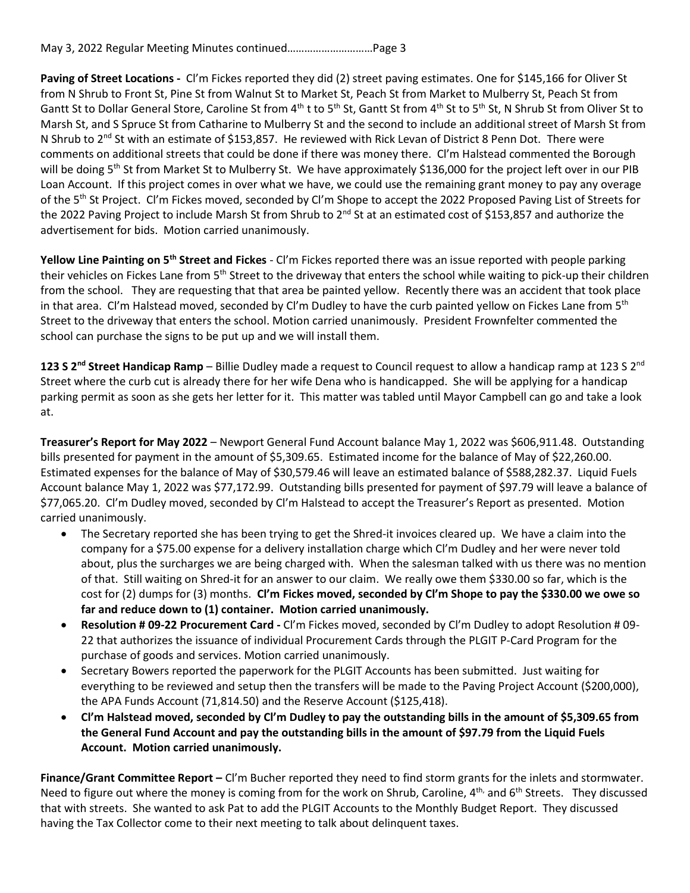**Paving of Street Locations -** Cl'm Fickes reported they did (2) street paving estimates. One for $145,166 for Oliver St from N Shrub to Front St, Pine St from Walnut St to Market St, Peach St from Market to Mulberry St, Peach St from Gantt St to Dollar General Store, Caroline St from 4th t to 5th St, Gantt St from 4th St to 5th St, N Shrub St from Oliver St to Marsh St, and S Spruce St from Catharine to Mulberry St and the second to include an additional street of Marsh St from N Shrub to 2nd St with an estimate of $153,857. He reviewed with Rick Levan of District 8 Penn Dot. There were comments on additional streets that could be done if there was money there. Cl'm Halstead commented the Borough will be doing 5th St from Market St to Mulberry St. We have approximately $136,000 for the project left over in our PIB Loan Account. If this project comes in over what we have, we could use the remaining grant money to pay any overage of the 5th St Project. Cl'm Fickes moved, seconded by Cl'm Shope to accept the 2022 Proposed Paving List of Streets for the 2022 Paving Project to include Marsh St from Shrub to 2nd St at an estimated cost of $153,857 and authorize the advertisement for bids. Motion carried unanimously.

**Yellow Line Painting on 5th Street and Fickes** - Cl'm Fickes reported there was an issue reported with people parking their vehicles on Fickes Lane from 5th Street to the driveway that enters the school while waiting to pick-up their children from the school. They are requesting that that area be painted yellow. Recently there was an accident that took place in that area. Cl'm Halstead moved, seconded by Cl'm Dudley to have the curb painted yellow on Fickes Lane from 5th Street to the driveway that enters the school. Motion carried unanimously. President Frownfelter commented the school can purchase the signs to be put up and we will install them.

**123 S 2nd Street Handicap Ramp** – Billie Dudley made a request to Council request to allow a handicap ramp at 123 S 2nd Street where the curb cut is already there for her wife Dena who is handicapped. She will be applying for a handicap parking permit as soon as she gets her letter for it. This matter was tabled until Mayor Campbell can go and take a look at.

**Treasurer's Report for May 2022** – Newport General Fund Account balance May 1, 2022 was $606,911.48. Outstanding bills presented for payment in the amount of $5,309.65. Estimated income for the balance of May of $22,260.00. Estimated expenses for the balance of May of $30,579.46 will leave an estimated balance of $588,282.37. Liquid Fuels Account balance May 1, 2022 was $77,172.99. Outstanding bills presented for payment of $97.79 will leave a balance of $77,065.20. Cl'm Dudley moved, seconded by Cl'm Halstead to accept the Treasurer's Report as presented. Motion carried unanimously.

- The Secretary reported she has been trying to get the Shred-it invoices cleared up. We have a claim into the company for a $75.00 expense for a delivery installation charge which Cl'm Dudley and her were never told about, plus the surcharges we are being charged with. When the salesman talked with us there was no mention of that. Still waiting on Shred-it for an answer to our claim. We really owe them $330.00 so far, which is the cost for (2) dumps for (3) months. **Cl'm Fickes moved, seconded by Cl'm Shope to pay the $330.00 we owe so far and reduce down to (1) container. Motion carried unanimously.**
- **Resolution # 09-22 Procurement Card -** Cl'm Fickes moved, seconded by Cl'm Dudley to adopt Resolution # 09-22 that authorizes the issuance of individual Procurement Cards through the PLGIT P-Card Program for the purchase of goods and services. Motion carried unanimously.
- Secretary Bowers reported the paperwork for the PLGIT Accounts has been submitted. Just waiting for everything to be reviewed and setup then the transfers will be made to the Paving Project Account ($200,000), the APA Funds Account (71,814.50) and the Reserve Account ($125,418).
- **Cl'm Halstead moved, seconded by Cl'm Dudley to pay the outstanding bills in the amount of $5,309.65 from the General Fund Account and pay the outstanding bills in the amount of $97.79 from the Liquid Fuels Account. Motion carried unanimously.**

**Finance/Grant Committee Report –** Cl'm Bucher reported they need to find storm grants for the inlets and stormwater. Need to figure out where the money is coming from for the work on Shrub, Caroline, 4th, and 6th Streets. They discussed that with streets. She wanted to ask Pat to add the PLGIT Accounts to the Monthly Budget Report. They discussed having the Tax Collector come to their next meeting to talk about delinquent taxes.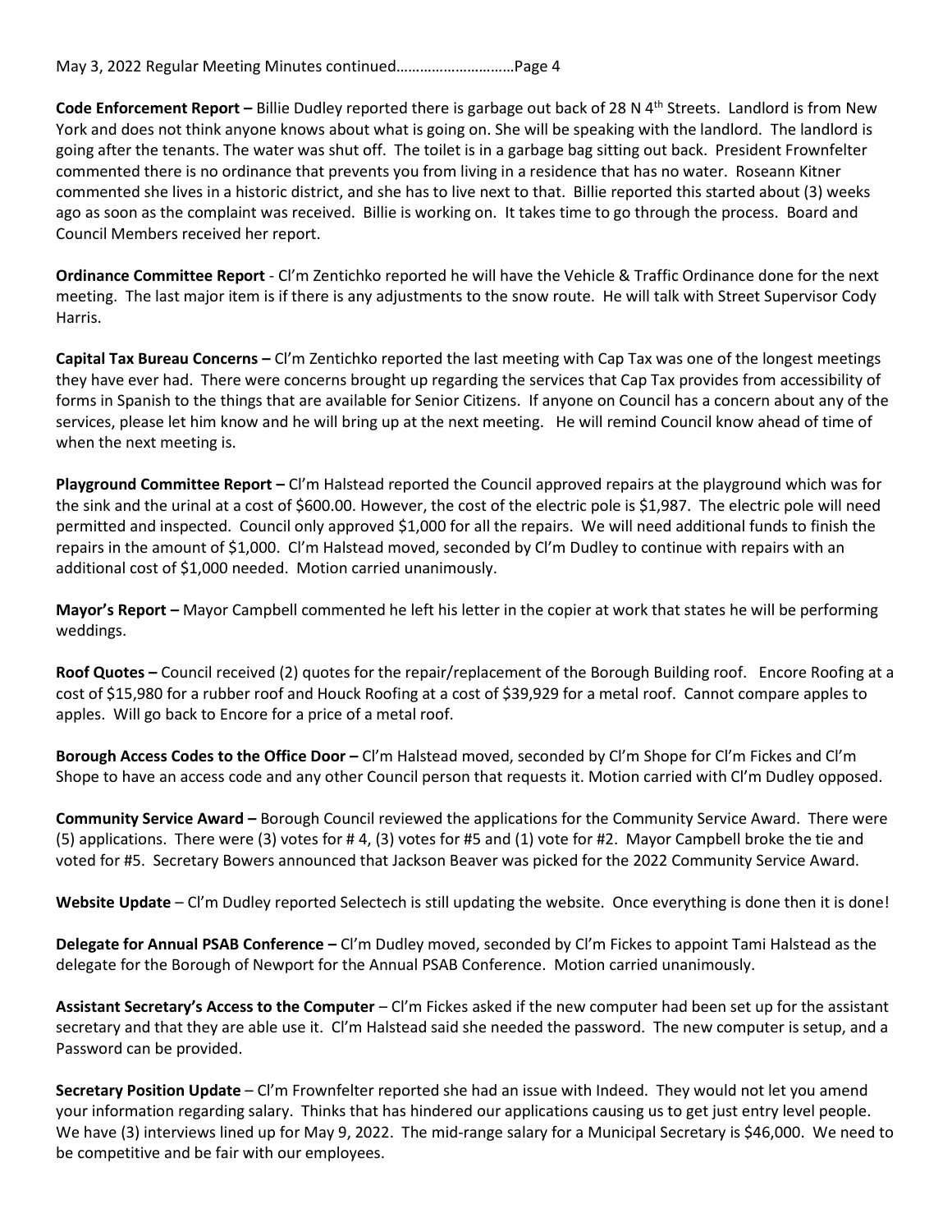**Code Enforcement Report –** Billie Dudley reported there is garbage out back of 28 N 4th Streets. Landlord is from New York and does not think anyone knows about what is going on. She will be speaking with the landlord. The landlord is going after the tenants. The water was shut off. The toilet is in a garbage bag sitting out back. President Frownfelter commented there is no ordinance that prevents you from living in a residence that has no water. Roseann Kitner commented she lives in a historic district, and she has to live next to that. Billie reported this started about (3) weeks ago as soon as the complaint was received. Billie is working on. It takes time to go through the process. Board and Council Members received her report.

**Ordinance Committee Report** - Cl'm Zentichko reported he will have the Vehicle & Traffic Ordinance done for the next meeting. The last major item is if there is any adjustments to the snow route. He will talk with Street Supervisor Cody Harris.

**Capital Tax Bureau Concerns –** Cl'm Zentichko reported the last meeting with Cap Tax was one of the longest meetings they have ever had. There were concerns brought up regarding the services that Cap Tax provides from accessibility of forms in Spanish to the things that are available for Senior Citizens. If anyone on Council has a concern about any of the services, please let him know and he will bring up at the next meeting. He will remind Council know ahead of time of when the next meeting is.

**Playground Committee Report –** Cl'm Halstead reported the Council approved repairs at the playground which was for the sink and the urinal at a cost of $600.00. However, the cost of the electric pole is $1,987. The electric pole will need permitted and inspected. Council only approved $1,000 for all the repairs. We will need additional funds to finish the repairs in the amount of $1,000. Cl'm Halstead moved, seconded by Cl'm Dudley to continue with repairs with an additional cost of $1,000 needed. Motion carried unanimously.

**Mayor's Report –** Mayor Campbell commented he left his letter in the copier at work that states he will be performing weddings.

**Roof Quotes –** Council received (2) quotes for the repair/replacement of the Borough Building roof. Encore Roofing at a cost of $15,980 for a rubber roof and Houck Roofing at a cost of $39,929 for a metal roof. Cannot compare apples to apples. Will go back to Encore for a price of a metal roof.

**Borough Access Codes to the Office Door –** Cl'm Halstead moved, seconded by Cl'm Shope for Cl'm Fickes and Cl'm Shope to have an access code and any other Council person that requests it. Motion carried with Cl'm Dudley opposed.

**Community Service Award –** Borough Council reviewed the applications for the Community Service Award. There were (5) applications. There were (3) votes for # 4, (3) votes for #5 and (1) vote for #2. Mayor Campbell broke the tie and voted for #5. Secretary Bowers announced that Jackson Beaver was picked for the 2022 Community Service Award.

**Website Update** – Cl'm Dudley reported Selectech is still updating the website. Once everything is done then it is done!

**Delegate for Annual PSAB Conference –** Cl'm Dudley moved, seconded by Cl'm Fickes to appoint Tami Halstead as the delegate for the Borough of Newport for the Annual PSAB Conference. Motion carried unanimously.

**Assistant Secretary's Access to the Computer** – Cl'm Fickes asked if the new computer had been set up for the assistant secretary and that they are able use it. Cl'm Halstead said she needed the password. The new computer is setup, and a Password can be provided.

**Secretary Position Update** – Cl'm Frownfelter reported she had an issue with Indeed. They would not let you amend your information regarding salary. Thinks that has hindered our applications causing us to get just entry level people. We have (3) interviews lined up for May 9, 2022. The mid-range salary for a Municipal Secretary is $46,000. We need to be competitive and be fair with our employees.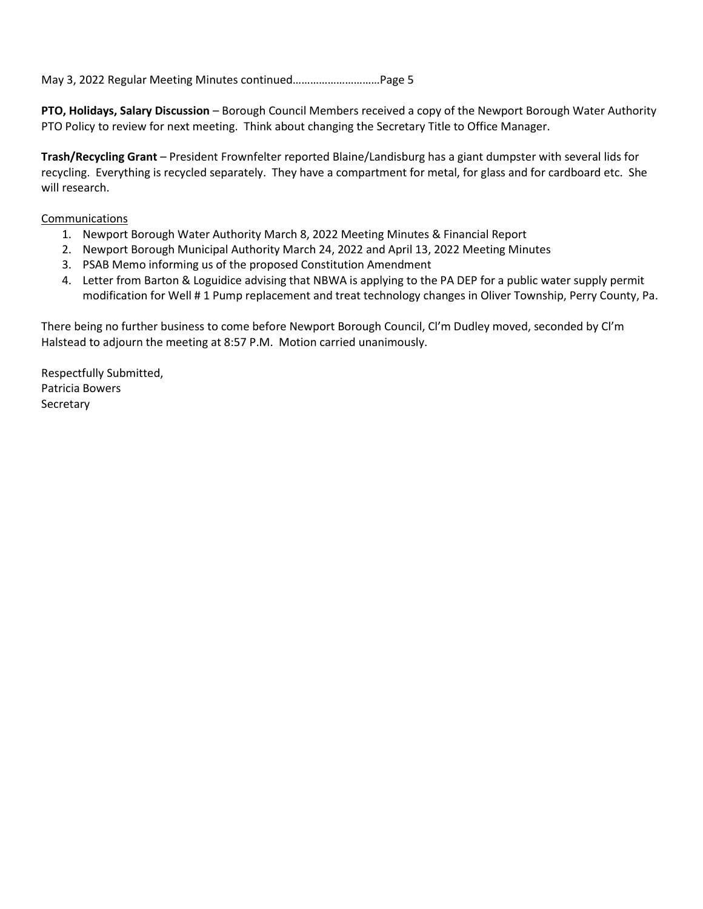**PTO, Holidays, Salary Discussion** – Borough Council Members received a copy of the Newport Borough Water Authority PTO Policy to review for next meeting. Think about changing the Secretary Title to Office Manager.

**Trash/Recycling Grant** – President Frownfelter reported Blaine/Landisburg has a giant dumpster with several lids for recycling. Everything is recycled separately. They have a compartment for metal, for glass and for cardboard etc. She will research.

<u>Communications</u>

1. Newport Borough Water Authority March 8, 2022 Meeting Minutes & Financial Report
2. Newport Borough Municipal Authority March 24, 2022 and April 13, 2022 Meeting Minutes
3. PSAB Memo informing us of the proposed Constitution Amendment
4. Letter from Barton & Loguidice advising that NBWA is applying to the PA DEP for a public water supply permit modification for Well # 1 Pump replacement and treat technology changes in Oliver Township, Perry County, Pa.

There being no further business to come before Newport Borough Council, Cl'm Dudley moved, seconded by Cl'm Halstead to adjourn the meeting at 8:57 P.M. Motion carried unanimously.

Respectfully Submitted,
Patricia Bowers
Secretary